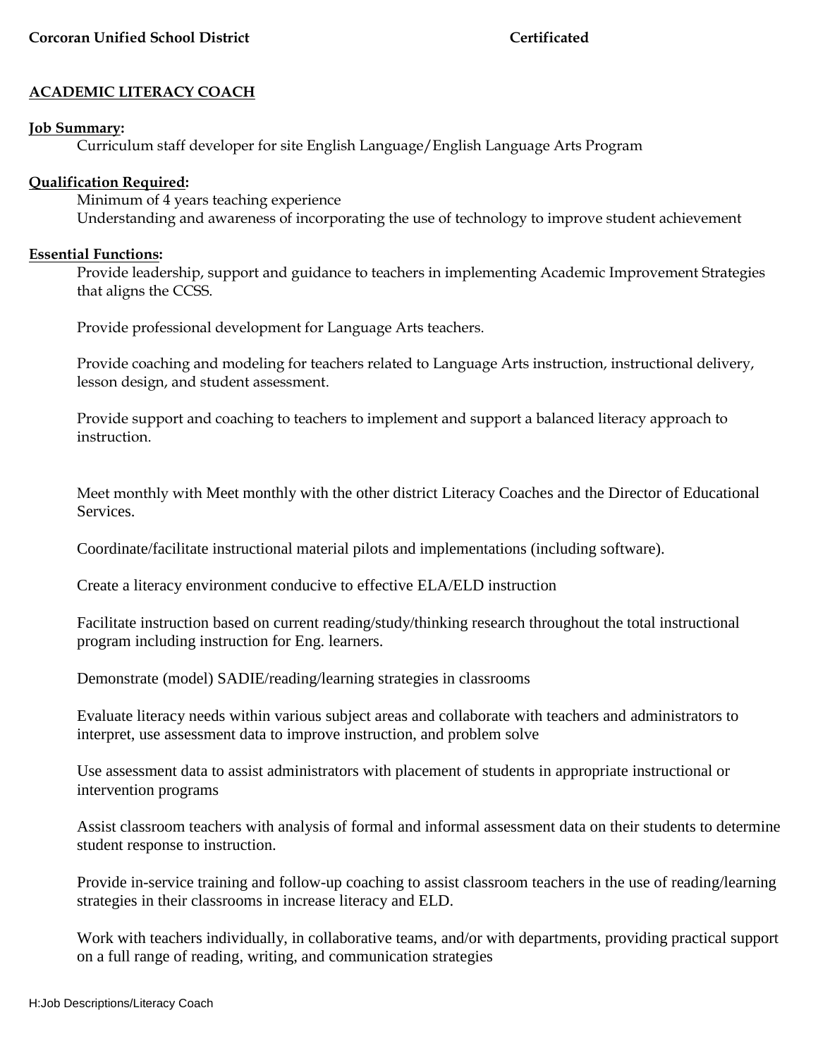**Corcoran Unified School District** **Certificated**

## ACADEMIC LITERACY COACH

**Job Summary:**

Curriculum staff developer for site English Language/English Language Arts Program

**Qualification Required:**

Minimum of 4 years teaching experience
Understanding and awareness of incorporating the use of technology to improve student achievement

**Essential Functions:**

Provide leadership, support and guidance to teachers in implementing Academic Improvement Strategies that aligns the CCSS.

Provide professional development for Language Arts teachers.

Provide coaching and modeling for teachers related to Language Arts instruction, instructional delivery, lesson design, and student assessment.

Provide support and coaching to teachers to implement and support a balanced literacy approach to instruction.

Meet monthly with Meet monthly with the other district Literacy Coaches and the Director of Educational Services.

Coordinate/facilitate instructional material pilots and implementations (including software).

Create a literacy environment conducive to effective ELA/ELD instruction

Facilitate instruction based on current reading/study/thinking research throughout the total instructional program including instruction for Eng. learners.

Demonstrate (model) SADIE/reading/learning strategies in classrooms

Evaluate literacy needs within various subject areas and collaborate with teachers and administrators to interpret, use assessment data to improve instruction, and problem solve

Use assessment data to assist administrators with placement of students in appropriate instructional or intervention programs

Assist classroom teachers with analysis of formal and informal assessment data on their students to determine student response to instruction.

Provide in-service training and follow-up coaching to assist classroom teachers in the use of reading/learning strategies in their classrooms in increase literacy and ELD.

Work with teachers individually, in collaborative teams, and/or with departments, providing practical support on a full range of reading, writing, and communication strategies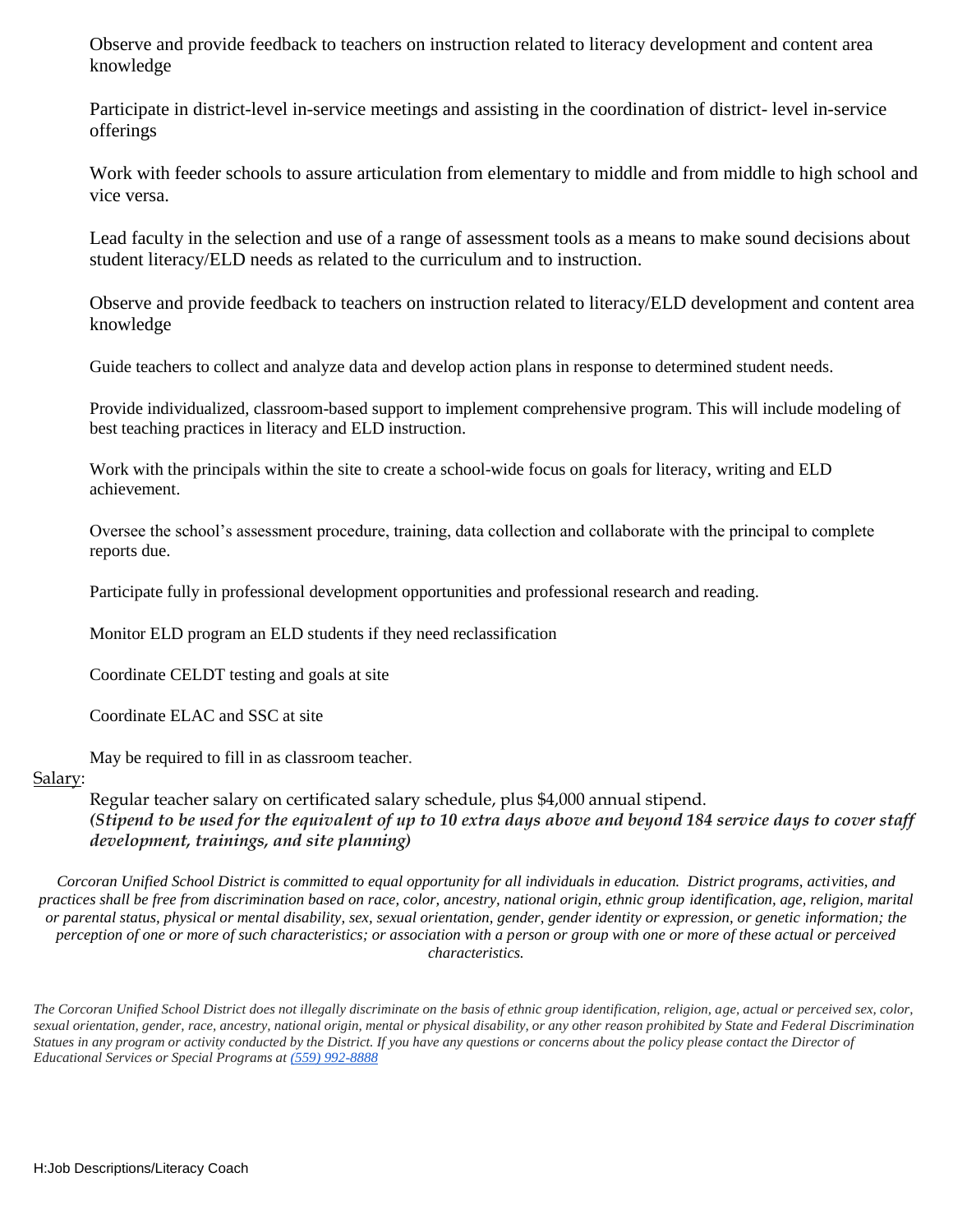Observe and provide feedback to teachers on instruction related to literacy development and content area knowledge

Participate in district-level in-service meetings and assisting in the coordination of district- level in-service offerings

Work with feeder schools to assure articulation from elementary to middle and from middle to high school and vice versa.

Lead faculty in the selection and use of a range of assessment tools as a means to make sound decisions about student literacy/ELD needs as related to the curriculum and to instruction.

Observe and provide feedback to teachers on instruction related to literacy/ELD development and content area knowledge

Guide teachers to collect and analyze data and develop action plans in response to determined student needs.

Provide individualized, classroom-based support to implement comprehensive program. This will include modeling of best teaching practices in literacy and ELD instruction.

Work with the principals within the site to create a school-wide focus on goals for literacy, writing and ELD achievement.

Oversee the school's assessment procedure, training, data collection and collaborate with the principal to complete reports due.

Participate fully in professional development opportunities and professional research and reading.

Monitor ELD program an ELD students if they need reclassification

Coordinate CELDT testing and goals at site

Coordinate ELAC and SSC at site

May be required to fill in as classroom teacher.

Salary:

Regular teacher salary on certificated salary schedule, plus $4,000 annual stipend.
***(Stipend to be used for the equivalent of up to 10 extra days above and beyond 184 service days to cover staff development, trainings, and site planning)***

*Corcoran Unified School District is committed to equal opportunity for all individuals in education. District programs, activities, and practices shall be free from discrimination based on race, color, ancestry, national origin, ethnic group identification, age, religion, marital or parental status, physical or mental disability, sex, sexual orientation, gender, gender identity or expression, or genetic information; the perception of one or more of such characteristics; or association with a person or group with one or more of these actual or perceived characteristics.*

*The Corcoran Unified School District does not illegally discriminate on the basis of ethnic group identification, religion, age, actual or perceived sex, color, sexual orientation, gender, race, ancestry, national origin, mental or physical disability, or any other reason prohibited by State and Federal Discrimination Statues in any program or activity conducted by the District. If you have any questions or concerns about the policy please contact the Director of Educational Services or Special Programs at (559) 992-8888*